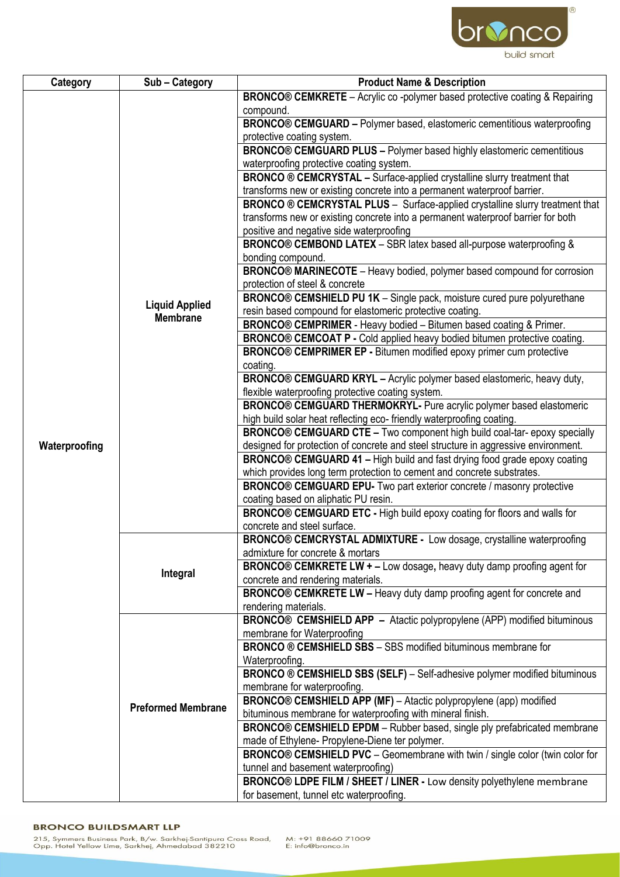| Category | Sub – Category | Product Name & Description |
|---|---|---|
| Waterproofing | Liquid Applied Membrane | **BRONCO® CEMKRETE** – Acrylic co -polymer based protective coating & Repairing compound. |
| | | **BRONCO® CEMGUARD –** Polymer based, elastomeric cementitious waterproofing protective coating system. |
| | | **BRONCO® CEMGUARD PLUS –** Polymer based highly elastomeric cementitious waterproofing protective coating system. |
| | | **BRONCO ® CEMCRYSTAL –** Surface-applied crystalline slurry treatment that transforms new or existing concrete into a permanent waterproof barrier. |
| | | **BRONCO ® CEMCRYSTAL PLUS** – Surface-applied crystalline slurry treatment that transforms new or existing concrete into a permanent waterproof barrier for both positive and negative side waterproofing |
| | | **BRONCO® CEMBOND LATEX** – SBR latex based all-purpose waterproofing & bonding compound. |
| | | **BRONCO® MARINECOTE** – Heavy bodied, polymer based compound for corrosion protection of steel & concrete |
| | | **BRONCO® CEMSHIELD PU 1K** – Single pack, moisture cured pure polyurethane resin based compound for elastomeric protective coating. |
| | | **BRONCO® CEMPRIMER** - Heavy bodied – Bitumen based coating & Primer. |
| | | **BRONCO® CEMCOAT P -** Cold applied heavy bodied bitumen protective coating. |
| | | **BRONCO® CEMPRIMER EP -** Bitumen modified epoxy primer cum protective coating. |
| | | **BRONCO® CEMGUARD KRYL –** Acrylic polymer based elastomeric, heavy duty, flexible waterproofing protective coating system. |
| | | **BRONCO® CEMGUARD THERMOKRYL-** Pure acrylic polymer based elastomeric high build solar heat reflecting eco- friendly waterproofing coating. |
| | | **BRONCO® CEMGUARD CTE –** Two component high build coal-tar- epoxy specially designed for protection of concrete and steel structure in aggressive environment. |
| | | **BRONCO® CEMGUARD 41 –** High build and fast drying food grade epoxy coating which provides long term protection to cement and concrete substrates. |
| | | **BRONCO® CEMGUARD EPU-** Two part exterior concrete / masonry protective coating based on aliphatic PU resin. |
| | | **BRONCO® CEMGUARD ETC -** High build epoxy coating for floors and walls for concrete and steel surface. |
| | Integral | **BRONCO® CEMCRYSTAL ADMIXTURE -** Low dosage, crystalline waterproofing admixture for concrete & mortars |
| | | **BRONCO® CEMKRETE LW + –** Low dosage**,** heavy duty damp proofing agent for concrete and rendering materials. |
| | | **BRONCO® CEMKRETE LW –** Heavy duty damp proofing agent for concrete and rendering materials. |
| | Preformed Membrane | **BRONCO® CEMSHIELD APP –** Atactic polypropylene (APP) modified bituminous membrane for Waterproofing |
| | | **BRONCO ® CEMSHIELD SBS** – SBS modified bituminous membrane for Waterproofing. |
| | | **BRONCO ® CEMSHIELD SBS (SELF)** – Self-adhesive polymer modified bituminous membrane for waterproofing. |
| | | **BRONCO® CEMSHIELD APP (MF)** – Atactic polypropylene (app) modified bituminous membrane for waterproofing with mineral finish. |
| | | **BRONCO® CEMSHIELD EPDM** – Rubber based, single ply prefabricated membrane made of Ethylene- Propylene-Diene ter polymer. |
| | | **BRONCO® CEMSHIELD PVC** – Geomembrane with twin / single color (twin color for tunnel and basement waterproofing) |
| | | **BRONCO® LDPE FILM / SHEET / LINER -** Low density polyethylene membrane for basement, tunnel etc waterproofing. |

**BRONCO BUILDSMART LLP**

215, Symmers Business Park, B/w. Sarkhej-Santipura Cross Road, Opp. Hotel Yellow Lime, Sarkhej, Ahmedabad 382210

M: +91 88660 71009
E: info@bronco.in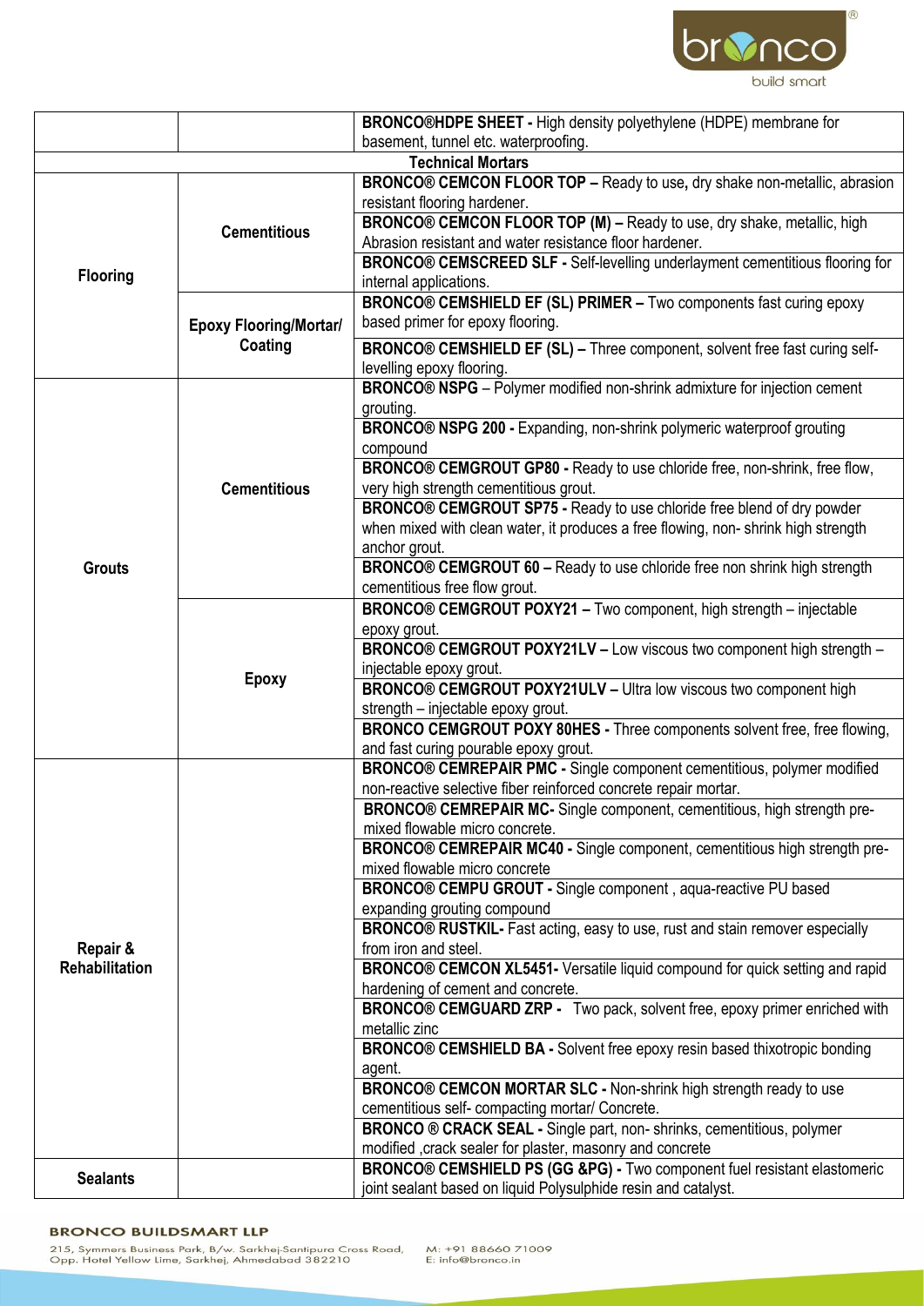|  |  |  |
|---|---|---|
|  |  | **BRONCO®HDPE SHEET -** High density polyethylene (HDPE) membrane for basement, tunnel etc. waterproofing. |
| **Technical Mortars** | | |
| **Flooring** | **Cementitious** | **BRONCO® CEMCON FLOOR TOP –** Ready to use**,** dry shake non-metallic, abrasion resistant flooring hardener. |
|  |  | **BRONCO® CEMCON FLOOR TOP (M) –** Ready to use, dry shake, metallic, high Abrasion resistant and water resistance floor hardener. |
|  |  | **BRONCO® CEMSCREED SLF -** Self-levelling underlayment cementitious flooring for internal applications. |
|  | **Epoxy Flooring/Mortar/ Coating** | **BRONCO® CEMSHIELD EF (SL) PRIMER –** Two components fast curing epoxy based primer for epoxy flooring. |
|  |  | **BRONCO® CEMSHIELD EF (SL) –** Three component, solvent free fast curing self-levelling epoxy flooring. |
| **Grouts** | **Cementitious** | **BRONCO® NSPG** – Polymer modified non-shrink admixture for injection cement grouting. |
|  |  | **BRONCO® NSPG 200 -** Expanding, non-shrink polymeric waterproof grouting compound |
|  |  | **BRONCO® CEMGROUT GP80 -** Ready to use chloride free, non-shrink, free flow, very high strength cementitious grout. |
|  |  | **BRONCO® CEMGROUT SP75 -** Ready to use chloride free blend of dry powder when mixed with clean water, it produces a free flowing, non- shrink high strength anchor grout. |
|  |  | **BRONCO® CEMGROUT 60 –** Ready to use chloride free non shrink high strength cementitious free flow grout. |
|  | **Epoxy** | **BRONCO® CEMGROUT POXY21 –** Two component, high strength – injectable epoxy grout. |
|  |  | **BRONCO® CEMGROUT POXY21LV –** Low viscous two component high strength – injectable epoxy grout. |
|  |  | **BRONCO® CEMGROUT POXY21ULV –** Ultra low viscous two component high strength – injectable epoxy grout. |
|  |  | **BRONCO CEMGROUT POXY 80HES -** Three components solvent free, free flowing, and fast curing pourable epoxy grout. |
| **Repair & Rehabilitation** |  | **BRONCO® CEMREPAIR PMC -** Single component cementitious, polymer modified non-reactive selective fiber reinforced concrete repair mortar. |
|  |  | **BRONCO® CEMREPAIR MC-** Single component, cementitious, high strength pre-mixed flowable micro concrete. |
|  |  | **BRONCO® CEMREPAIR MC40 -** Single component, cementitious high strength pre-mixed flowable micro concrete |
|  |  | **BRONCO® CEMPU GROUT -** Single component , aqua-reactive PU based expanding grouting compound |
|  |  | **BRONCO® RUSTKIL-** Fast acting, easy to use, rust and stain remover especially from iron and steel. |
|  |  | **BRONCO® CEMCON XL5451-** Versatile liquid compound for quick setting and rapid hardening of cement and concrete. |
|  |  | **BRONCO® CEMGUARD ZRP -** Two pack, solvent free, epoxy primer enriched with metallic zinc |
|  |  | **BRONCO® CEMSHIELD BA -** Solvent free epoxy resin based thixotropic bonding agent. |
|  |  | **BRONCO® CEMCON MORTAR SLC -** Non-shrink high strength ready to use cementitious self- compacting mortar/ Concrete. |
|  |  | **BRONCO ® CRACK SEAL -** Single part, non- shrinks, cementitious, polymer modified ,crack sealer for plaster, masonry and concrete |
| **Sealants** |  | **BRONCO® CEMSHIELD PS (GG &PG) -** Two component fuel resistant elastomeric joint sealant based on liquid Polysulphide resin and catalyst. |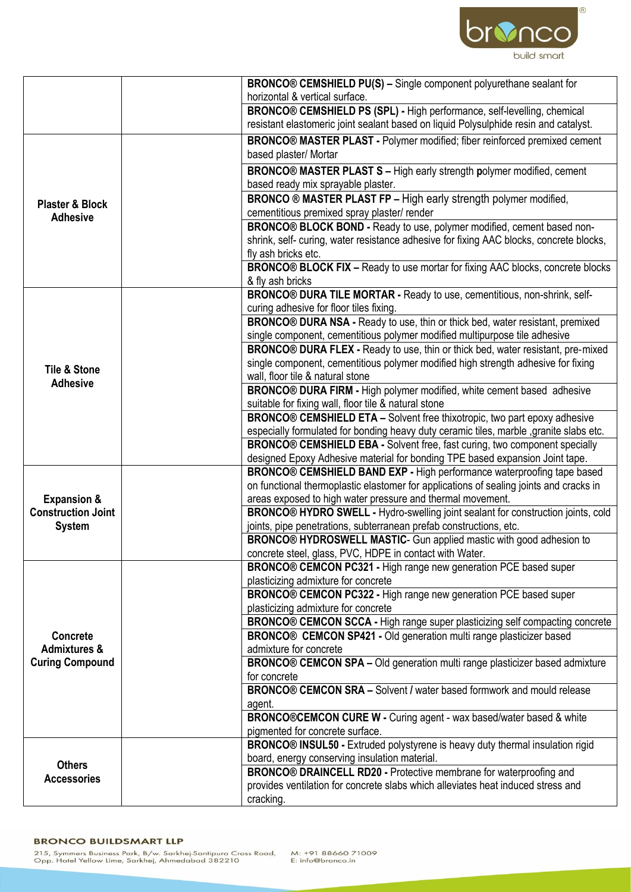| | | |
|---|---|---|
| | | **BRONCO® CEMSHIELD PU(S) –** Single component polyurethane sealant for horizontal & vertical surface. |
| | | **BRONCO® CEMSHIELD PS (SPL) -** High performance, self-levelling, chemical resistant elastomeric joint sealant based on liquid Polysulphide resin and catalyst. |
| **Plaster & Block Adhesive** | | **BRONCO® MASTER PLAST -** Polymer modified; fiber reinforced premixed cement based plaster/ Mortar |
| | | **BRONCO® MASTER PLAST S –** High early strength **p**olymer modified, cement based ready mix sprayable plaster. |
| | | **BRONCO ® MASTER PLAST FP –** High early strength polymer modified, cementitious premixed spray plaster/ render |
| | | **BRONCO® BLOCK BOND -** Ready to use, polymer modified, cement based non-shrink, self- curing, water resistance adhesive for fixing AAC blocks, concrete blocks, fly ash bricks etc. |
| | | **BRONCO® BLOCK FIX –** Ready to use mortar for fixing AAC blocks, concrete blocks & fly ash bricks |
| **Tile & Stone Adhesive** | | **BRONCO® DURA TILE MORTAR -** Ready to use, cementitious, non-shrink, self-curing adhesive for floor tiles fixing. |
| | | **BRONCO® DURA NSA -** Ready to use, thin or thick bed, water resistant, premixed single component, cementitious polymer modified multipurpose tile adhesive |
| | | **BRONCO® DURA FLEX -** Ready to use, thin or thick bed, water resistant, pre-mixed single component, cementitious polymer modified high strength adhesive for fixing wall, floor tile & natural stone |
| | | **BRONCO® DURA FIRM -** High polymer modified, white cement based adhesive suitable for fixing wall, floor tile & natural stone |
| | | **BRONCO® CEMSHIELD ETA –** Solvent free thixotropic, two part epoxy adhesive especially formulated for bonding heavy duty ceramic tiles, marble ,granite slabs etc. |
| | | **BRONCO® CEMSHIELD EBA -** Solvent free, fast curing, two component specially designed Epoxy Adhesive material for bonding TPE based expansion Joint tape. |
| **Expansion & Construction Joint System** | | **BRONCO® CEMSHIELD BAND EXP -** High performance waterproofing tape based on functional thermoplastic elastomer for applications of sealing joints and cracks in areas exposed to high water pressure and thermal movement. |
| | | **BRONCO® HYDRO SWELL -** Hydro-swelling joint sealant for construction joints, cold joints, pipe penetrations, subterranean prefab constructions, etc. |
| | | **BRONCO® HYDROSWELL MASTIC**- Gun applied mastic with good adhesion to concrete steel, glass, PVC, HDPE in contact with Water. |
| **Concrete Admixtures & Curing Compound** | | **BRONCO® CEMCON PC321 -** High range new generation PCE based super plasticizing admixture for concrete |
| | | **BRONCO® CEMCON PC322 -** High range new generation PCE based super plasticizing admixture for concrete |
| | | **BRONCO® CEMCON SCCA -** High range super plasticizing self compacting concrete |
| | | **BRONCO® CEMCON SP421 -** Old generation multi range plasticizer based admixture for concrete |
| | | **BRONCO® CEMCON SPA –** Old generation multi range plasticizer based admixture for concrete |
| | | **BRONCO® CEMCON SRA –** Solvent **/** water based formwork and mould release agent. |
| | | **BRONCO®CEMCON CURE W -** Curing agent - wax based/water based & white pigmented for concrete surface. |
| **Others Accessories** | | **BRONCO® INSUL50 -** Extruded polystyrene is heavy duty thermal insulation rigid board, energy conserving insulation material. |
| | | **BRONCO® DRAINCELL RD20 -** Protective membrane for waterproofing and provides ventilation for concrete slabs which alleviates heat induced stress and cracking. |